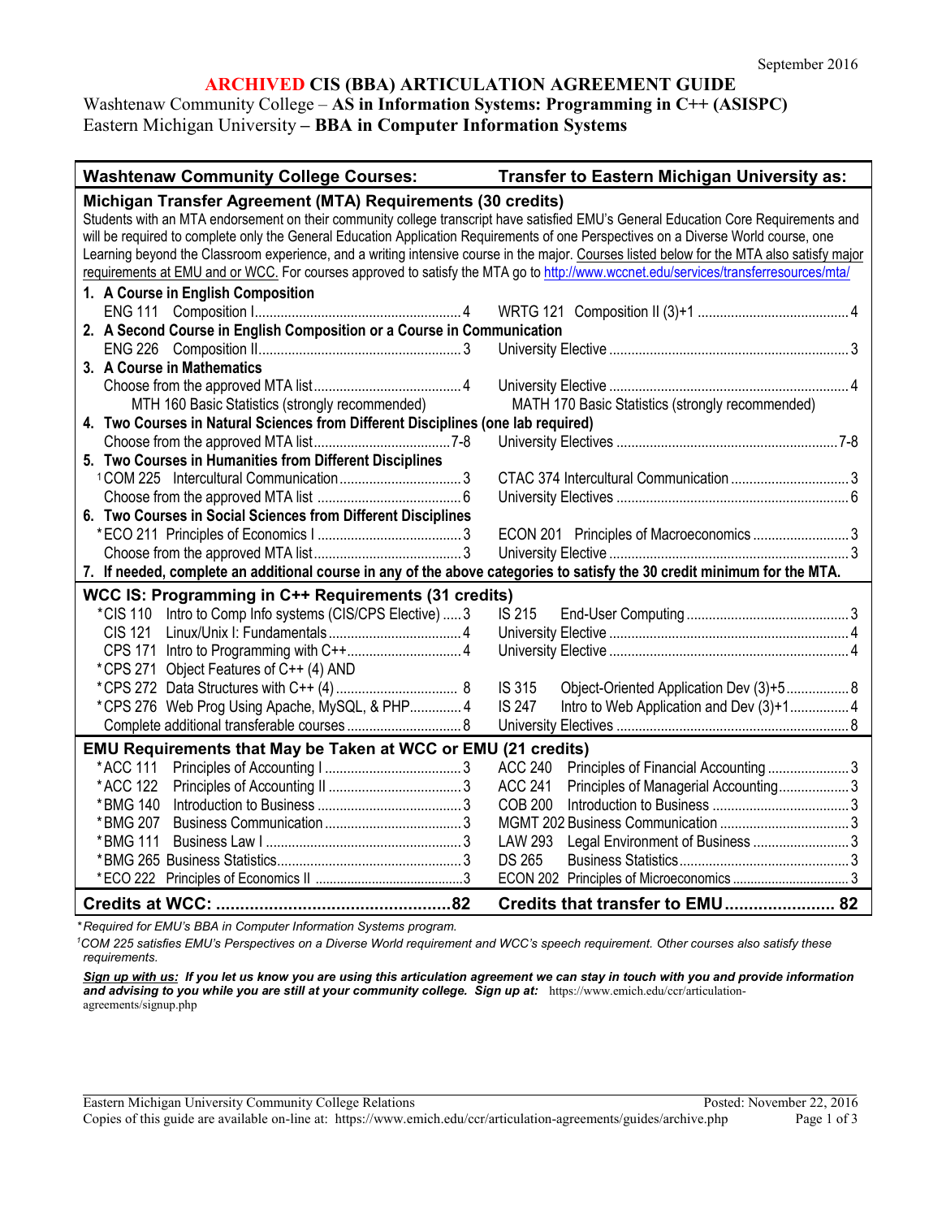September 2016

# ARCHIVED CIS (BBA) ARTICULATION AGREEMENT GUIDE

Washtenaw Community College – **AS in Information Systems: Programming in C++ (ASISPC)**
Eastern Michigan University **– BBA in Computer Information Systems**

| Washtenaw Community College Courses: | | Transfer to Eastern Michigan University as: | |
|---|---|---|---|
| **Michigan Transfer Agreement (MTA) Requirements (30 credits)** | | | |
| Students with an MTA endorsement on their community college transcript have satisfied EMU's General Education Core Requirements and will be required to complete only the General Education Application Requirements of one Perspectives on a Diverse World course, one Learning beyond the Classroom experience, and a writing intensive course in the major. Courses listed below for the MTA also satisfy major requirements at EMU and or WCC. For courses approved to satisfy the MTA go to http://www.wccnet.edu/services/transferresources/mta/ | | | |
| **1. A Course in English Composition** | | | |
| ENG 111 Composition I | 4 | WRTG 121 Composition II (3)+1 | 4 |
| **2. A Second Course in English Composition or a Course in Communication** | | | |
| ENG 226 Composition II | 3 | University Elective | 3 |
| **3. A Course in Mathematics** | | | |
| Choose from the approved MTA list | 4 | University Elective | 4 |
| MTH 160 Basic Statistics (strongly recommended) | | MATH 170 Basic Statistics (strongly recommended) | |
| **4. Two Courses in Natural Sciences from Different Disciplines (one lab required)** | | | |
| Choose from the approved MTA list | 7-8 | University Electives | 7-8 |
| **5. Two Courses in Humanities from Different Disciplines** | | | |
| [1]COM 225 Intercultural Communication | 3 | CTAC 374 Intercultural Communication | 3 |
| Choose from the approved MTA list | 6 | University Electives | 6 |
| **6. Two Courses in Social Sciences from Different Disciplines** | | | |
| *ECO 211 Principles of Economics I | 3 | ECON 201 Principles of Macroeconomics | 3 |
| Choose from the approved MTA list | 3 | University Elective | 3 |
| **7. If needed, complete an additional course in any of the above categories to satisfy the 30 credit minimum for the MTA.** | | | |
| **WCC IS: Programming in C++ Requirements (31 credits)** | | | |
| *CIS 110 Intro to Comp Info systems (CIS/CPS Elective) | 3 | IS 215 End-User Computing | 3 |
| CIS 121 Linux/Unix I: Fundamentals | 4 | University Elective | 4 |
| CPS 171 Intro to Programming with C++ | 4 | University Elective | 4 |
| *CPS 271 Object Features of C++ (4) AND | | | |
| *CPS 272 Data Structures with C++ (4) | 8 | IS 315 Object-Oriented Application Dev (3)+5 | 8 |
| *CPS 276 Web Prog Using Apache, MySQL, & PHP | 4 | IS 247 Intro to Web Application and Dev (3)+1 | 4 |
| Complete additional transferable courses | 8 | University Electives | 8 |
| **EMU Requirements that May be Taken at WCC or EMU (21 credits)** | | | |
| *ACC 111 Principles of Accounting I | 3 | ACC 240 Principles of Financial Accounting | 3 |
| *ACC 122 Principles of Accounting II | 3 | ACC 241 Principles of Managerial Accounting | 3 |
| *BMG 140 Introduction to Business | 3 | COB 200 Introduction to Business | 3 |
| *BMG 207 Business Communication | 3 | MGMT 202 Business Communication | 3 |
| *BMG 111 Business Law I | 3 | LAW 293 Legal Environment of Business | 3 |
| *BMG 265 Business Statistics | 3 | DS 265 Business Statistics | 3 |
| *ECO 222 Principles of Economics II | 3 | ECON 202 Principles of Microeconomics | 3 |
| **Credits at WCC:** | **82** | **Credits that transfer to EMU** | **82** |

*\*Required for EMU's BBA in Computer Information Systems program.*

*[1]COM 225 satisfies EMU's Perspectives on a Diverse World requirement and WCC's speech requirement. Other courses also satisfy these requirements.*

***Sign up with us:** If you let us know you are using this articulation agreement we can stay in touch with you and provide information and advising to you while you are still at your community college. Sign up at:* https://www.emich.edu/ccr/articulation-agreements/signup.php

Eastern Michigan University Community College Relations — Posted: November 22, 2016
Copies of this guide are available on-line at: https://www.emich.edu/ccr/articulation-agreements/guides/archive.php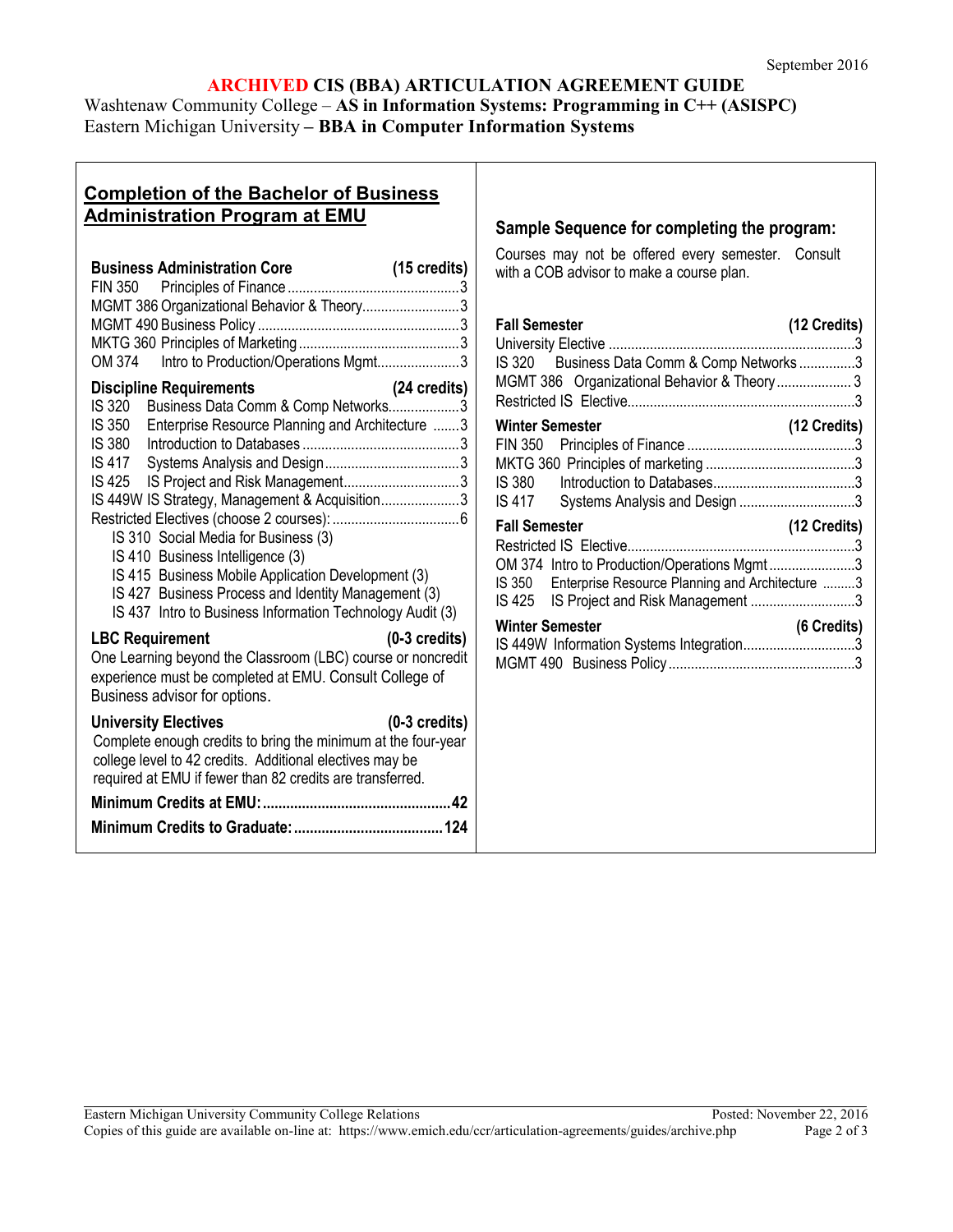September 2016

# ARCHIVED CIS (BBA) ARTICULATION AGREEMENT GUIDE

Washtenaw Community College – **AS in Information Systems: Programming in C++ (ASISPC)**
Eastern Michigan University **– BBA in Computer Information Systems**

## Completion of the Bachelor of Business Administration Program at EMU

**Business Administration Core (15 credits)**

- FIN 350 Principles of Finance .......... 3
- MGMT 386 Organizational Behavior & Theory .......... 3
- MGMT 490 Business Policy .......... 3
- MKTG 360 Principles of Marketing .......... 3
- OM 374 Intro to Production/Operations Mgmt .......... 3

**Discipline Requirements (24 credits)**

- IS 320 Business Data Comm & Comp Networks .......... 3
- IS 350 Enterprise Resource Planning and Architecture .......... 3
- IS 380 Introduction to Databases .......... 3
- IS 417 Systems Analysis and Design .......... 3
- IS 425 IS Project and Risk Management .......... 3
- IS 449W IS Strategy, Management & Acquisition .......... 3
- Restricted Electives (choose 2 courses): .......... 6
  - IS 310 Social Media for Business (3)
  - IS 410 Business Intelligence (3)
  - IS 415 Business Mobile Application Development (3)
  - IS 427 Business Process and Identity Management (3)
  - IS 437 Intro to Business Information Technology Audit (3)

**LBC Requirement (0-3 credits)**
One Learning beyond the Classroom (LBC) course or noncredit experience must be completed at EMU. Consult College of Business advisor for options.

**University Electives (0-3 credits)**
Complete enough credits to bring the minimum at the four-year college level to 42 credits. Additional electives may be required at EMU if fewer than 82 credits are transferred.

**Minimum Credits at EMU: .......... 42**
**Minimum Credits to Graduate: .......... 124**

## Sample Sequence for completing the program:

Courses may not be offered every semester. Consult with a COB advisor to make a course plan.

**Fall Semester (12 Credits)**

- University Elective .......... 3
- IS 320 Business Data Comm & Comp Networks .......... 3
- MGMT 386 Organizational Behavior & Theory .......... 3
- Restricted IS Elective .......... 3

**Winter Semester (12 Credits)**

- FIN 350 Principles of Finance .......... 3
- MKTG 360 Principles of marketing .......... 3
- IS 380 Introduction to Databases .......... 3
- IS 417 Systems Analysis and Design .......... 3

**Fall Semester (12 Credits)**

- Restricted IS Elective .......... 3
- OM 374 Intro to Production/Operations Mgmt .......... 3
- IS 350 Enterprise Resource Planning and Architecture .......... 3
- IS 425 IS Project and Risk Management .......... 3

**Winter Semester (6 Credits)**

- IS 449W Information Systems Integration .......... 3
- MGMT 490 Business Policy .......... 3

Eastern Michigan University Community College Relations — Posted: November 22, 2016
Copies of this guide are available on-line at: https://www.emich.edu/ccr/articulation-agreements/guides/archive.php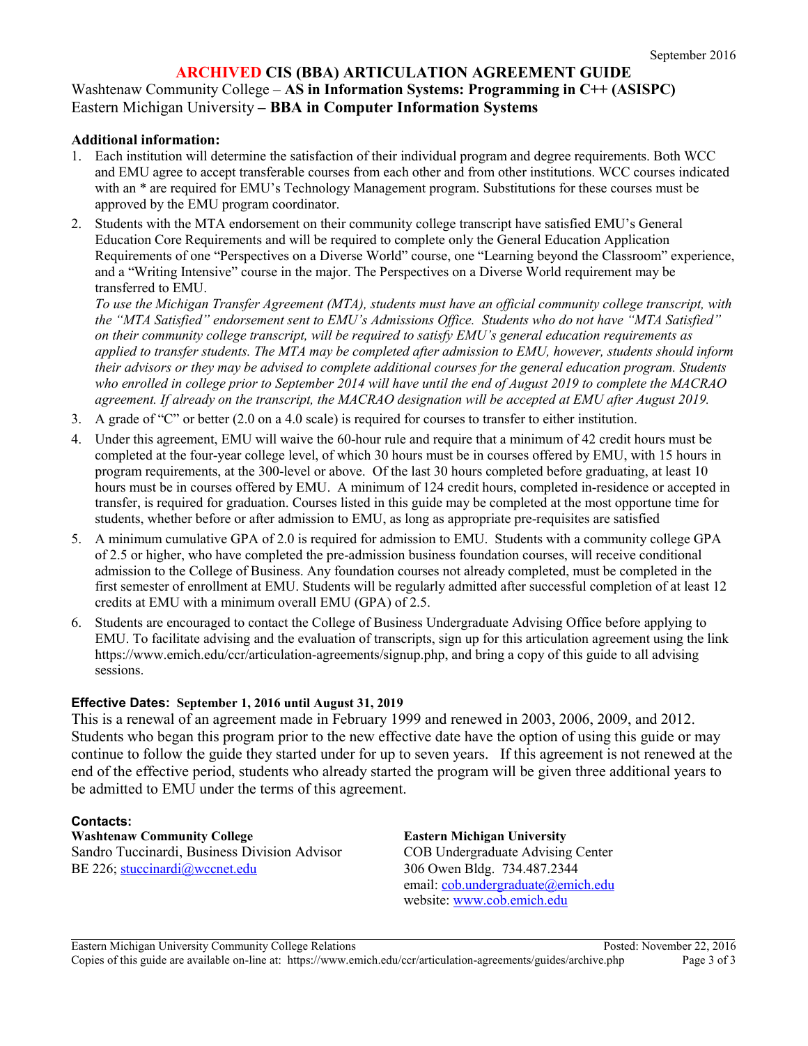September 2016

# ARCHIVED CIS (BBA) ARTICULATION AGREEMENT GUIDE

Washtenaw Community College – **AS in Information Systems: Programming in C++ (ASISPC)**
Eastern Michigan University **– BBA in Computer Information Systems**

**Additional information:**

1. Each institution will determine the satisfaction of their individual program and degree requirements. Both WCC and EMU agree to accept transferable courses from each other and from other institutions. WCC courses indicated with an * are required for EMU's Technology Management program. Substitutions for these courses must be approved by the EMU program coordinator.
2. Students with the MTA endorsement on their community college transcript have satisfied EMU's General Education Core Requirements and will be required to complete only the General Education Application Requirements of one "Perspectives on a Diverse World" course, one "Learning beyond the Classroom" experience, and a "Writing Intensive" course in the major. The Perspectives on a Diverse World requirement may be transferred to EMU.
   *To use the Michigan Transfer Agreement (MTA), students must have an official community college transcript, with the "MTA Satisfied" endorsement sent to EMU's Admissions Office. Students who do not have "MTA Satisfied" on their community college transcript, will be required to satisfy EMU's general education requirements as applied to transfer students. The MTA may be completed after admission to EMU, however, students should inform their advisors or they may be advised to complete additional courses for the general education program. Students who enrolled in college prior to September 2014 will have until the end of August 2019 to complete the MACRAO agreement. If already on the transcript, the MACRAO designation will be accepted at EMU after August 2019.*
3. A grade of "C" or better (2.0 on a 4.0 scale) is required for courses to transfer to either institution.
4. Under this agreement, EMU will waive the 60-hour rule and require that a minimum of 42 credit hours must be completed at the four-year college level, of which 30 hours must be in courses offered by EMU, with 15 hours in program requirements, at the 300-level or above. Of the last 30 hours completed before graduating, at least 10 hours must be in courses offered by EMU. A minimum of 124 credit hours, completed in-residence or accepted in transfer, is required for graduation. Courses listed in this guide may be completed at the most opportune time for students, whether before or after admission to EMU, as long as appropriate pre-requisites are satisfied
5. A minimum cumulative GPA of 2.0 is required for admission to EMU. Students with a community college GPA of 2.5 or higher, who have completed the pre-admission business foundation courses, will receive conditional admission to the College of Business. Any foundation courses not already completed, must be completed in the first semester of enrollment at EMU. Students will be regularly admitted after successful completion of at least 12 credits at EMU with a minimum overall EMU (GPA) of 2.5.
6. Students are encouraged to contact the College of Business Undergraduate Advising Office before applying to EMU. To facilitate advising and the evaluation of transcripts, sign up for this articulation agreement using the link https://www.emich.edu/ccr/articulation-agreements/signup.php, and bring a copy of this guide to all advising sessions.

**Effective Dates: September 1, 2016 until August 31, 2019**

This is a renewal of an agreement made in February 1999 and renewed in 2003, 2006, 2009, and 2012. Students who began this program prior to the new effective date have the option of using this guide or may continue to follow the guide they started under for up to seven years. If this agreement is not renewed at the end of the effective period, students who already started the program will be given three additional years to be admitted to EMU under the terms of this agreement.

**Contacts:**

**Washtenaw Community College**
Sandro Tuccinardi, Business Division Advisor
BE 226; stuccinardi@wccnet.edu

**Eastern Michigan University**
COB Undergraduate Advising Center
306 Owen Bldg. 734.487.2344
email: cob.undergraduate@emich.edu
website: www.cob.emich.edu

Eastern Michigan University Community College Relations — Posted: November 22, 2016
Copies of this guide are available on-line at: https://www.emich.edu/ccr/articulation-agreements/guides/archive.php